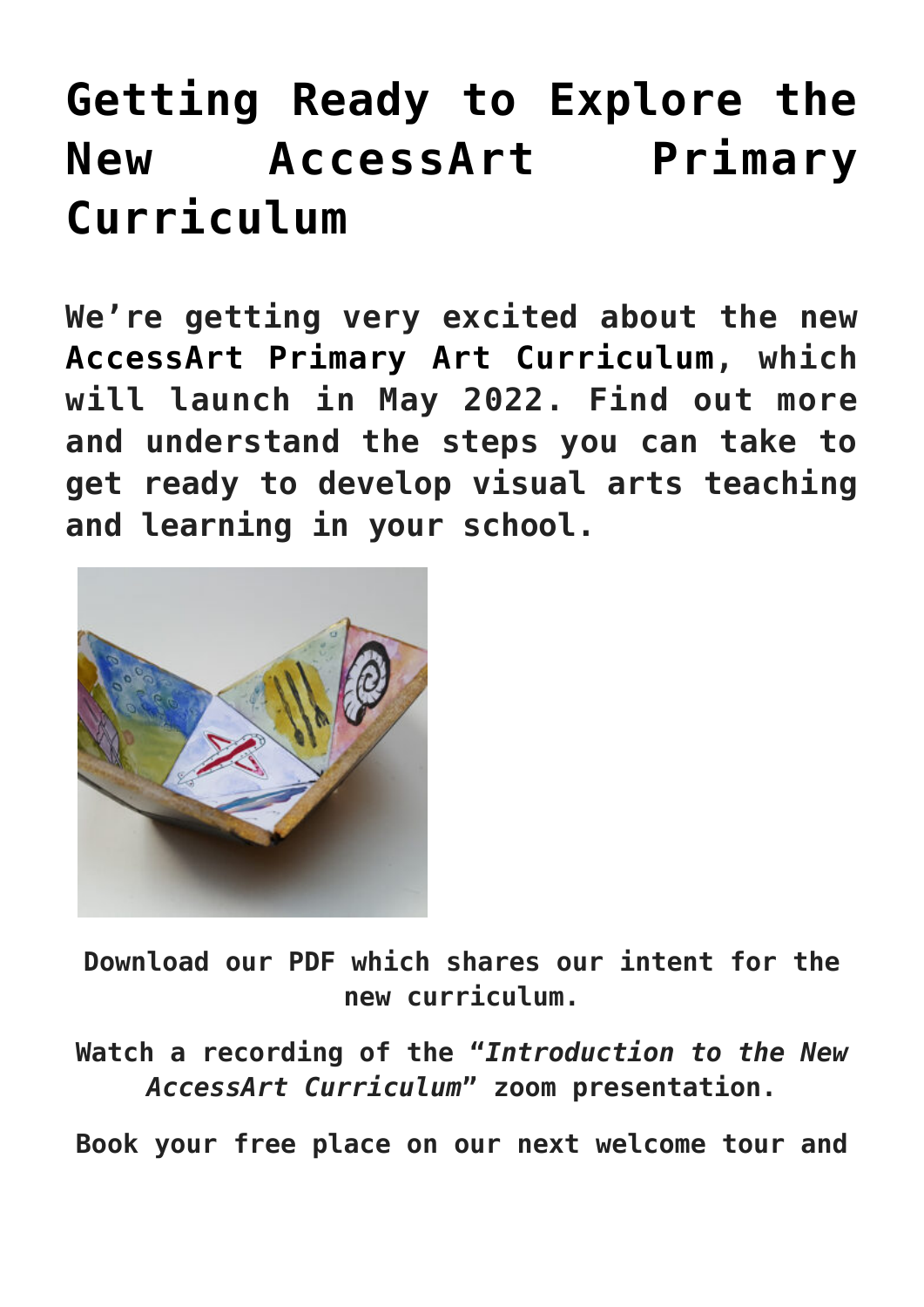# Getting Ready to Explore the New AccessArt Primary Curriculum

**We're getting very excited about the new AccessArt Primary Art Curriculum, which will launch in May 2022. Find out more and understand the steps you can take to get ready to develop visual arts teaching and learning in your school.**

**Download our PDF which shares our intent for the new curriculum.**

**Watch a recording of the "*Introduction to the New AccessArt Curriculum*" zoom presentation.**

**Book your free place on our next welcome tour and**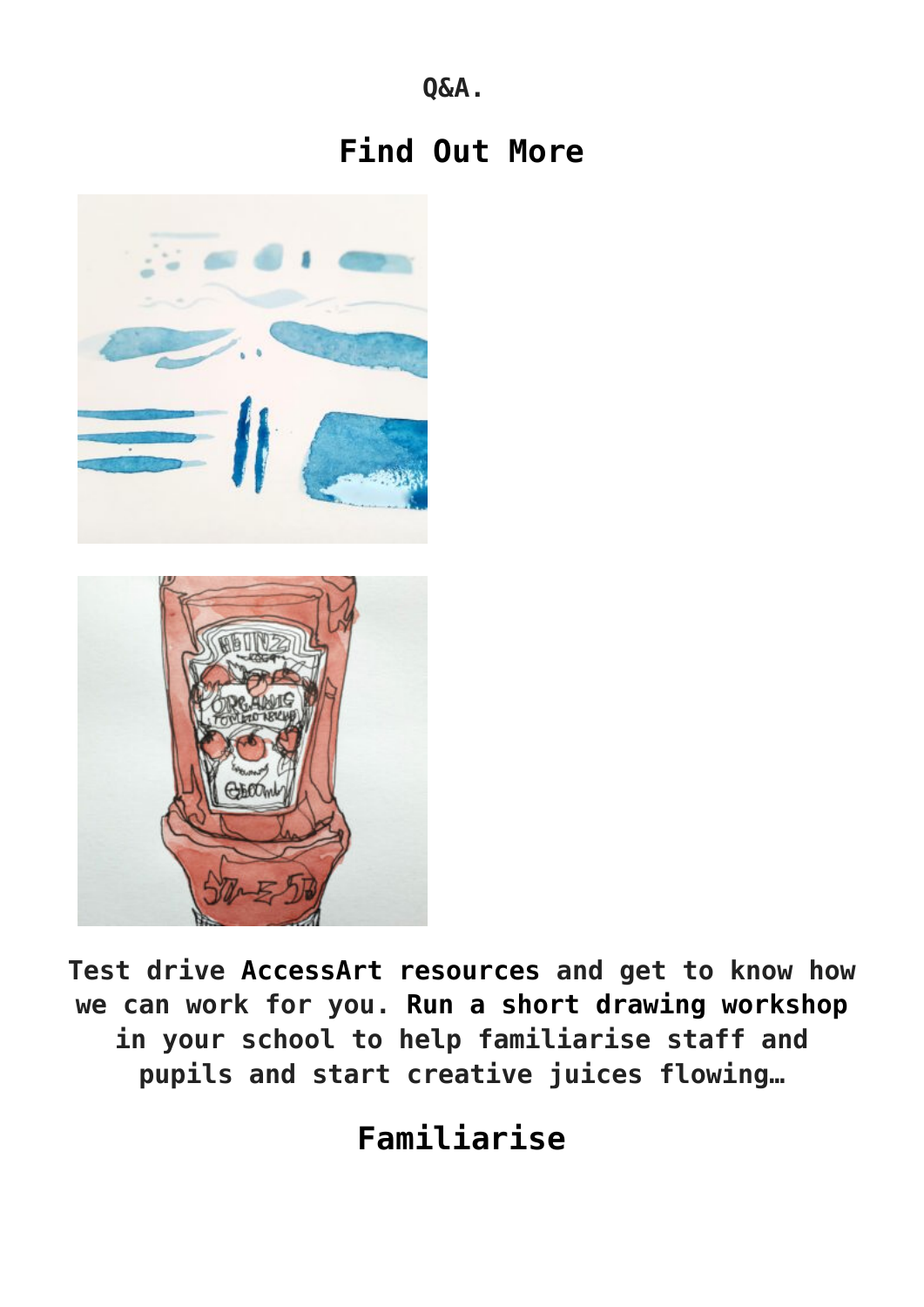Q&A.

## Find Out More

**Test drive AccessArt resources** and get to know how we can work for you. **Run a short drawing workshop** in your school to help familiarise staff and pupils and start creative juices flowing…

## Familiarise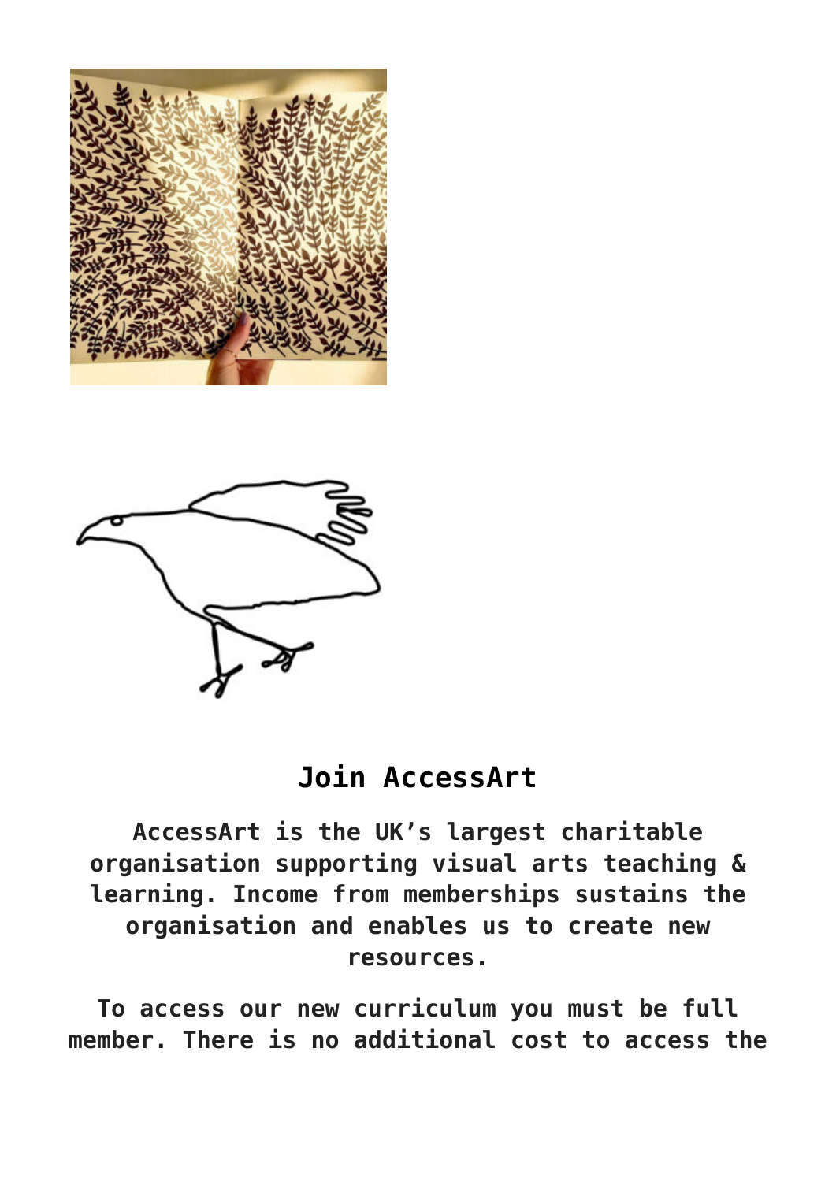## Join AccessArt

**AccessArt is the UK's largest charitable organisation supporting visual arts teaching & learning. Income from memberships sustains the organisation and enables us to create new resources.**

**To access our new curriculum you must be full member. There is no additional cost to access the**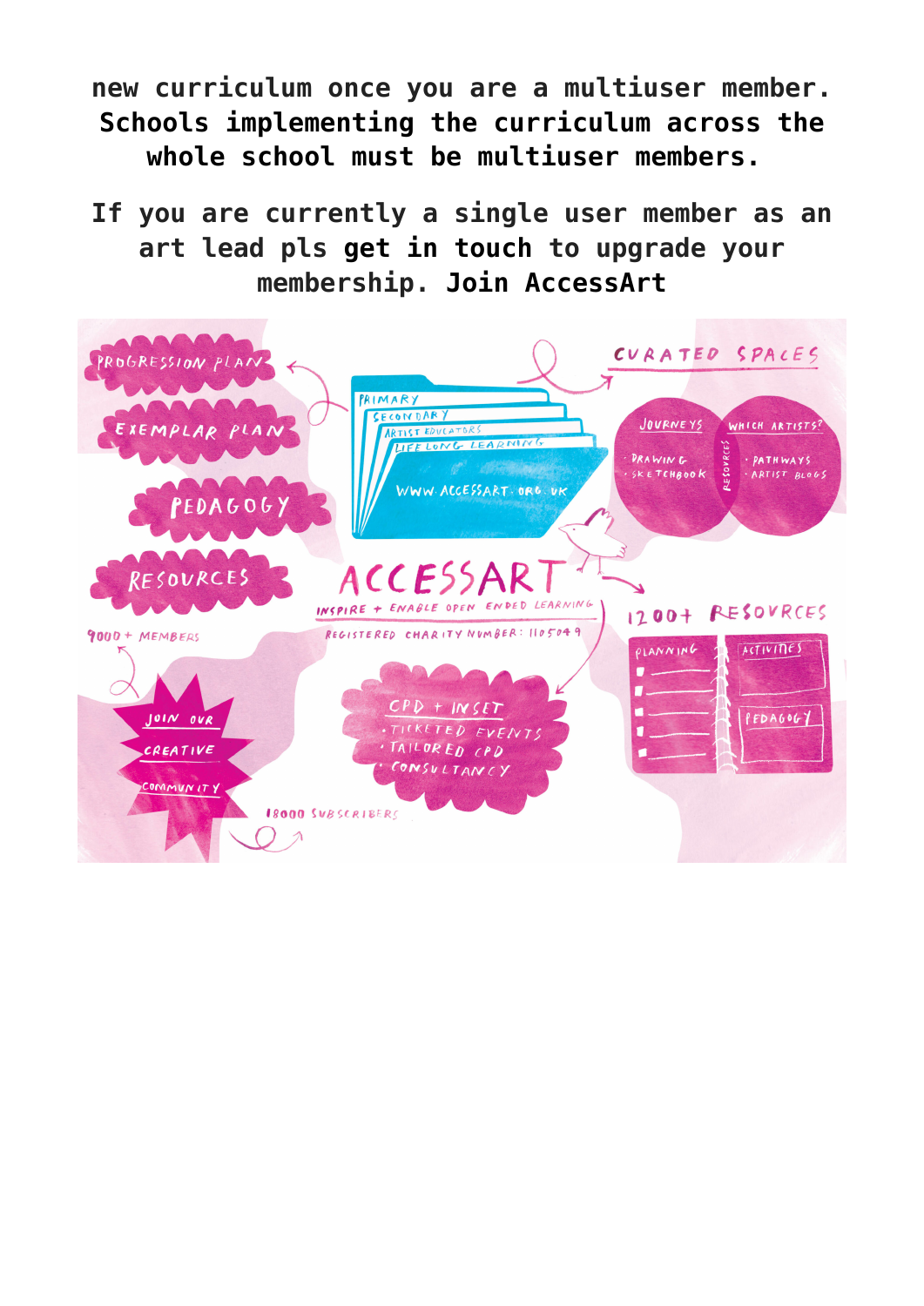**new curriculum once you are a multiuser member. Schools implementing the curriculum across the whole school must be multiuser members.**

**If you are currently a single user member as an art lead pls get in touch to upgrade your membership. Join AccessArt**

PROGRESSION PLAN

EXEMPLAR PLAN

PEDAGOGY

RESOURCES

PRIMARY

SECONDARY

ARTIST EDUCATORS

LIFE LONG LEARNING

WWW.ACCESSART.ORG.UK

CURATED SPACES

JOURNEYS

· DRAWING

· SKETCHBOOK

RESOURCES

WHICH ARTISTS?

· PATHWAYS

· ARTIST BLOGS

ACCESSART

INSPIRE + ENABLE OPEN ENDED LEARNING

REGISTERED CHARITY NUMBER: 1105049

1200+ RESOURCES

PLANNING

ACTIVITIES

PEDAGOGY

9000 + MEMBERS

JOIN OUR CREATIVE COMMUNITY

CPD + INSET

· TICKETED EVENTS

· TAILORED CPD

· CONSULTANCY

18000 SUBSCRIBERS